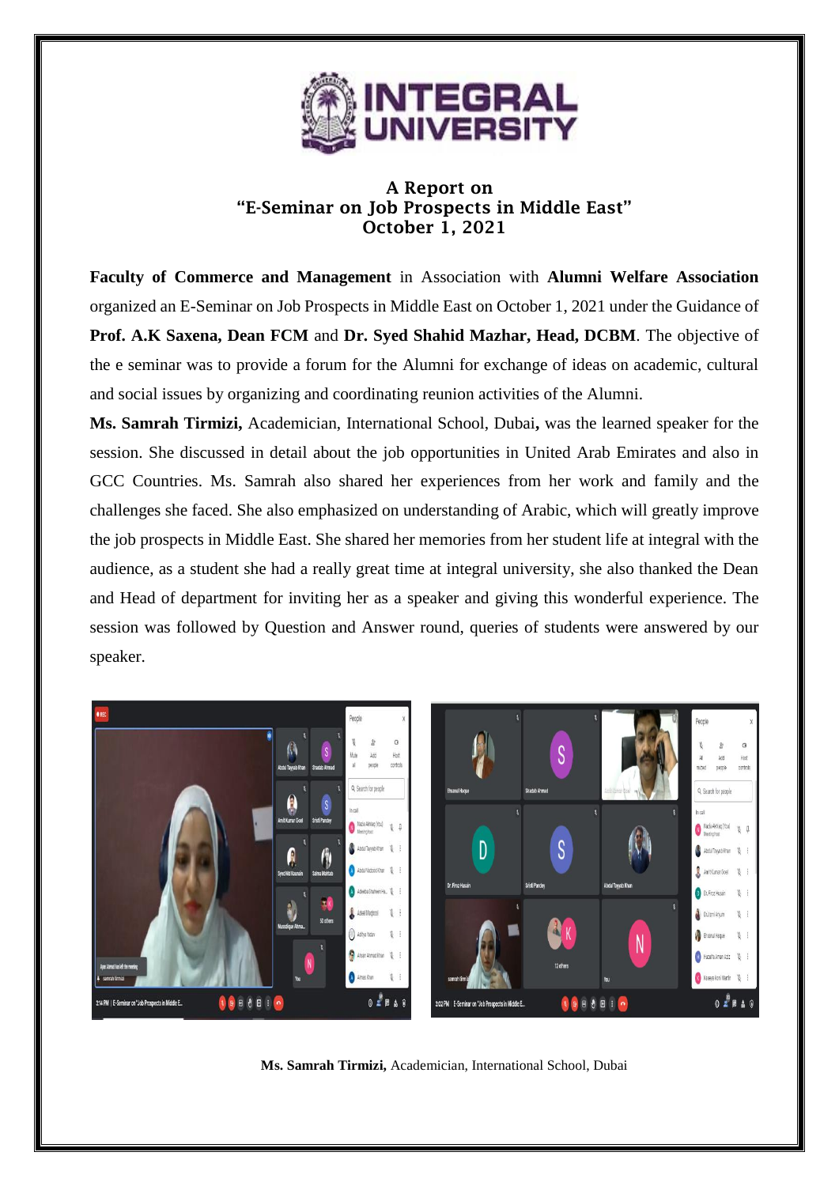# INTEGRAL UNIVERSITY

## A Report on
## "E-Seminar on Job Prospects in Middle East"
## October 1, 2021

**Faculty of Commerce and Management** in Association with **Alumni Welfare Association** organized an E-Seminar on Job Prospects in Middle East on October 1, 2021 under the Guidance of **Prof. A.K Saxena, Dean FCM** and **Dr. Syed Shahid Mazhar, Head, DCBM**. The objective of the e seminar was to provide a forum for the Alumni for exchange of ideas on academic, cultural and social issues by organizing and coordinating reunion activities of the Alumni.

**Ms. Samrah Tirmizi,** Academician, International School, Dubai**,** was the learned speaker for the session. She discussed in detail about the job opportunities in United Arab Emirates and also in GCC Countries. Ms. Samrah also shared her experiences from her work and family and the challenges she faced. She also emphasized on understanding of Arabic, which will greatly improve the job prospects in Middle East. She shared her memories from her student life at integral with the audience, as a student she had a really great time at integral university, she also thanked the Dean and Head of department for inviting her as a speaker and giving this wonderful experience. The session was followed by Question and Answer round, queries of students were answered by our speaker.

**Ms. Samrah Tirmizi,** Academician, International School, Dubai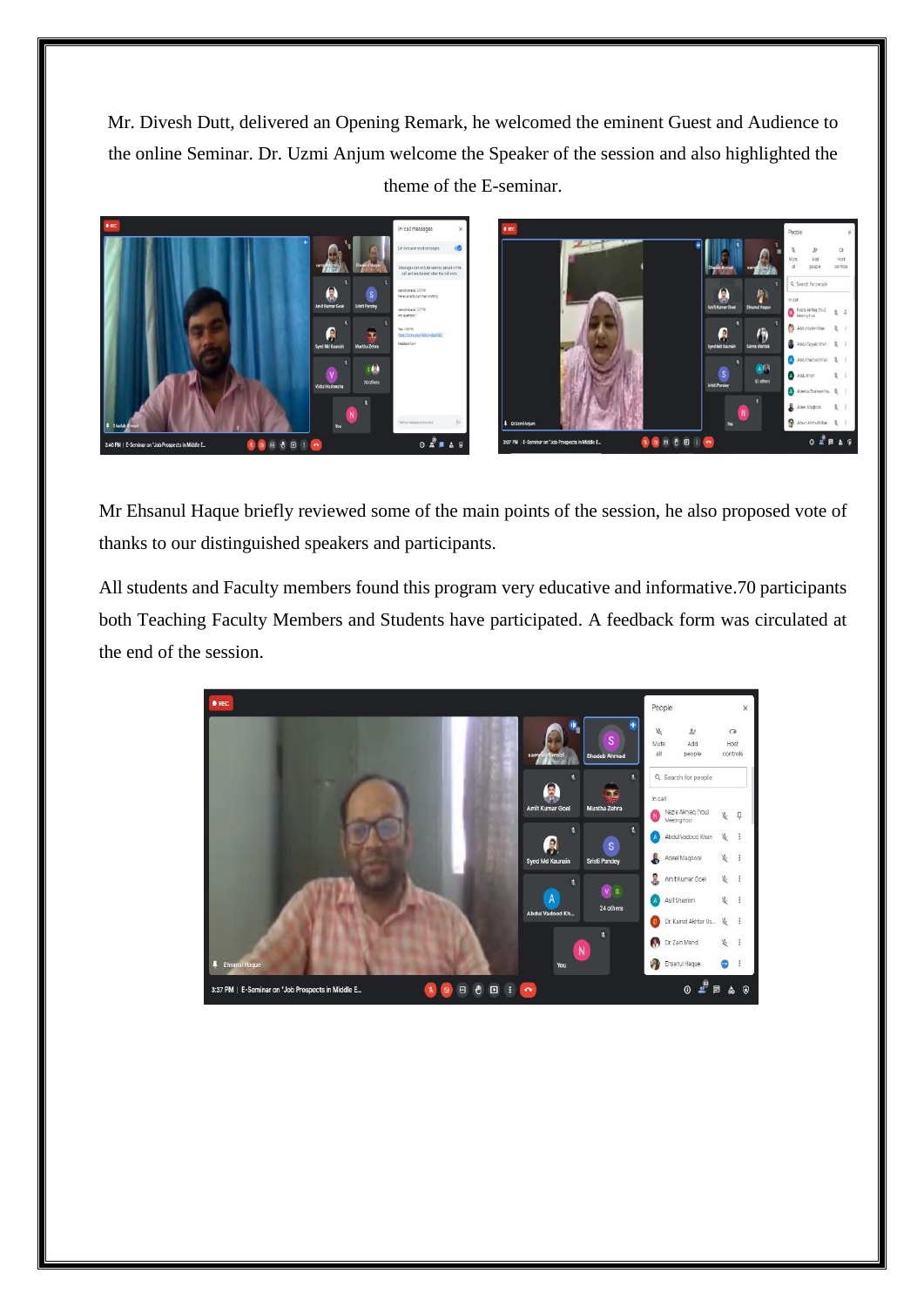Mr. Divesh Dutt, delivered an Opening Remark, he welcomed the eminent Guest and Audience to the online Seminar. Dr. Uzmi Anjum welcome the Speaker of the session and also highlighted the theme of the E-seminar.

Mr Ehsanul Haque briefly reviewed some of the main points of the session, he also proposed vote of thanks to our distinguished speakers and participants.

All students and Faculty members found this program very educative and informative.70 participants both Teaching Faculty Members and Students have participated. A feedback form was circulated at the end of the session.